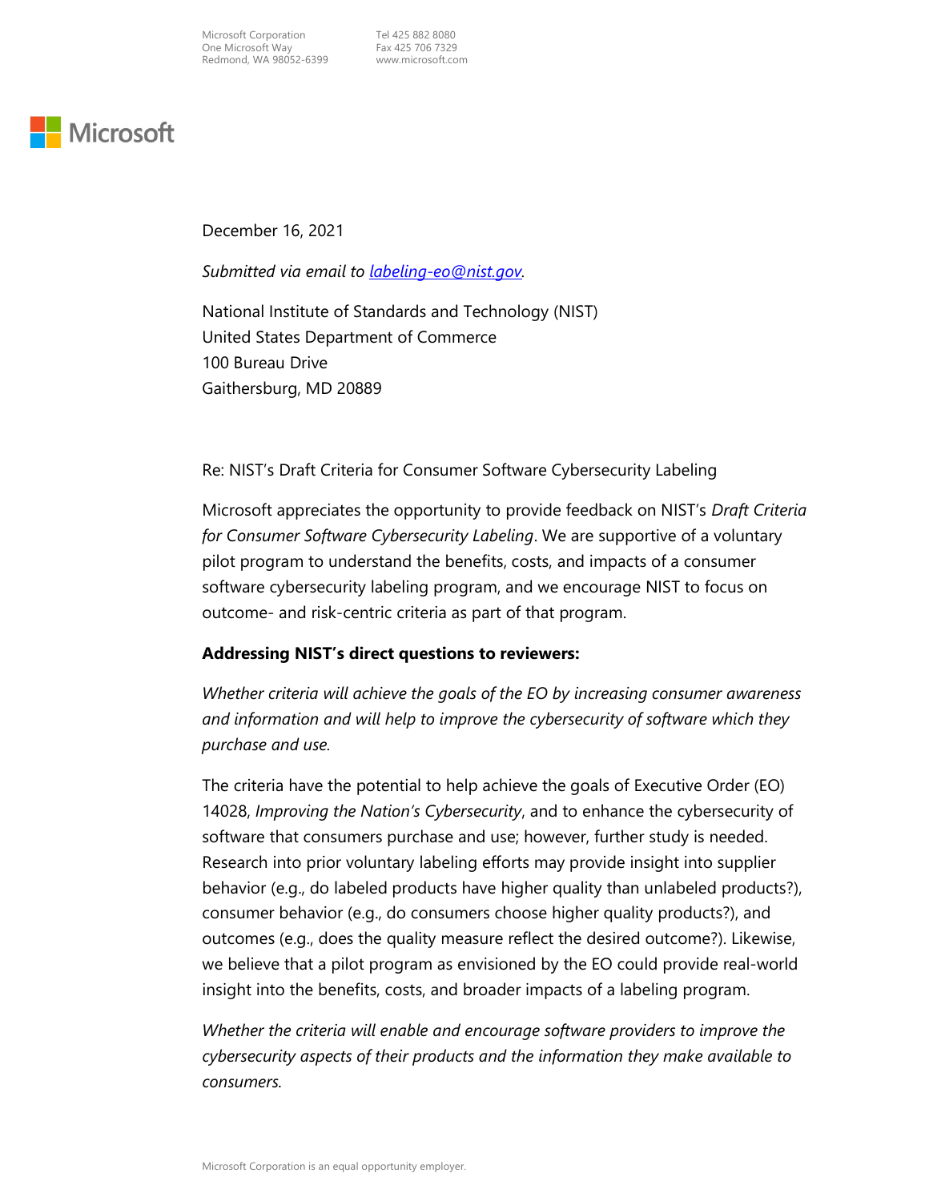Microsoft Corporation
One Microsoft Way
Redmond, WA 98052-6399

Tel 425 882 8080
Fax 425 706 7329
www.microsoft.com

Microsoft

December 16, 2021

*Submitted via email to labeling-eo@nist.gov.*

National Institute of Standards and Technology (NIST)
United States Department of Commerce
100 Bureau Drive
Gaithersburg, MD 20889

Re: NIST's Draft Criteria for Consumer Software Cybersecurity Labeling

Microsoft appreciates the opportunity to provide feedback on NIST's *Draft Criteria for Consumer Software Cybersecurity Labeling*. We are supportive of a voluntary pilot program to understand the benefits, costs, and impacts of a consumer software cybersecurity labeling program, and we encourage NIST to focus on outcome- and risk-centric criteria as part of that program.

**Addressing NIST's direct questions to reviewers:**

*Whether criteria will achieve the goals of the EO by increasing consumer awareness and information and will help to improve the cybersecurity of software which they purchase and use.*

The criteria have the potential to help achieve the goals of Executive Order (EO) 14028, *Improving the Nation's Cybersecurity*, and to enhance the cybersecurity of software that consumers purchase and use; however, further study is needed. Research into prior voluntary labeling efforts may provide insight into supplier behavior (e.g., do labeled products have higher quality than unlabeled products?), consumer behavior (e.g., do consumers choose higher quality products?), and outcomes (e.g., does the quality measure reflect the desired outcome?). Likewise, we believe that a pilot program as envisioned by the EO could provide real-world insight into the benefits, costs, and broader impacts of a labeling program.

*Whether the criteria will enable and encourage software providers to improve the cybersecurity aspects of their products and the information they make available to consumers.*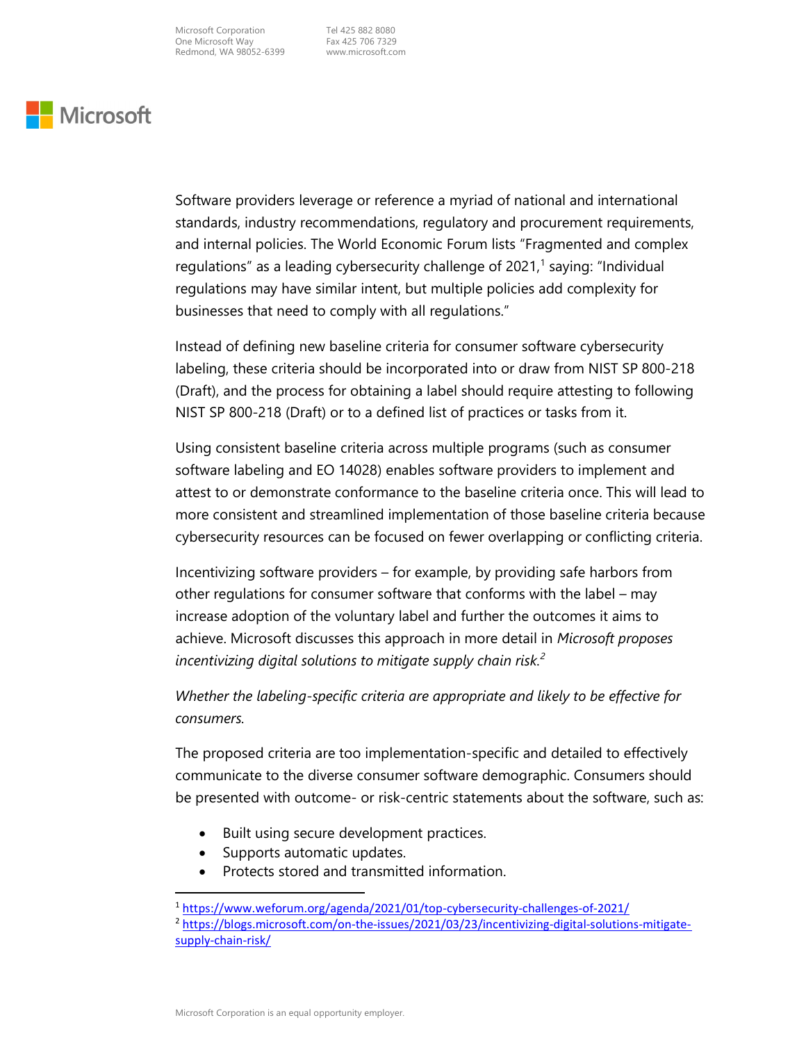Software providers leverage or reference a myriad of national and international standards, industry recommendations, regulatory and procurement requirements, and internal policies. The World Economic Forum lists "Fragmented and complex regulations" as a leading cybersecurity challenge of 2021,[1] saying: "Individual regulations may have similar intent, but multiple policies add complexity for businesses that need to comply with all regulations."

Instead of defining new baseline criteria for consumer software cybersecurity labeling, these criteria should be incorporated into or draw from NIST SP 800-218 (Draft), and the process for obtaining a label should require attesting to following NIST SP 800-218 (Draft) or to a defined list of practices or tasks from it.

Using consistent baseline criteria across multiple programs (such as consumer software labeling and EO 14028) enables software providers to implement and attest to or demonstrate conformance to the baseline criteria once. This will lead to more consistent and streamlined implementation of those baseline criteria because cybersecurity resources can be focused on fewer overlapping or conflicting criteria.

Incentivizing software providers – for example, by providing safe harbors from other regulations for consumer software that conforms with the label – may increase adoption of the voluntary label and further the outcomes it aims to achieve. Microsoft discusses this approach in more detail in *Microsoft proposes incentivizing digital solutions to mitigate supply chain risk.*[2]

*Whether the labeling-specific criteria are appropriate and likely to be effective for consumers.*

The proposed criteria are too implementation-specific and detailed to effectively communicate to the diverse consumer software demographic. Consumers should be presented with outcome- or risk-centric statements about the software, such as:

- Built using secure development practices.
- Supports automatic updates.
- Protects stored and transmitted information.

[1] https://www.weforum.org/agenda/2021/01/top-cybersecurity-challenges-of-2021/

[2] https://blogs.microsoft.com/on-the-issues/2021/03/23/incentivizing-digital-solutions-mitigate-supply-chain-risk/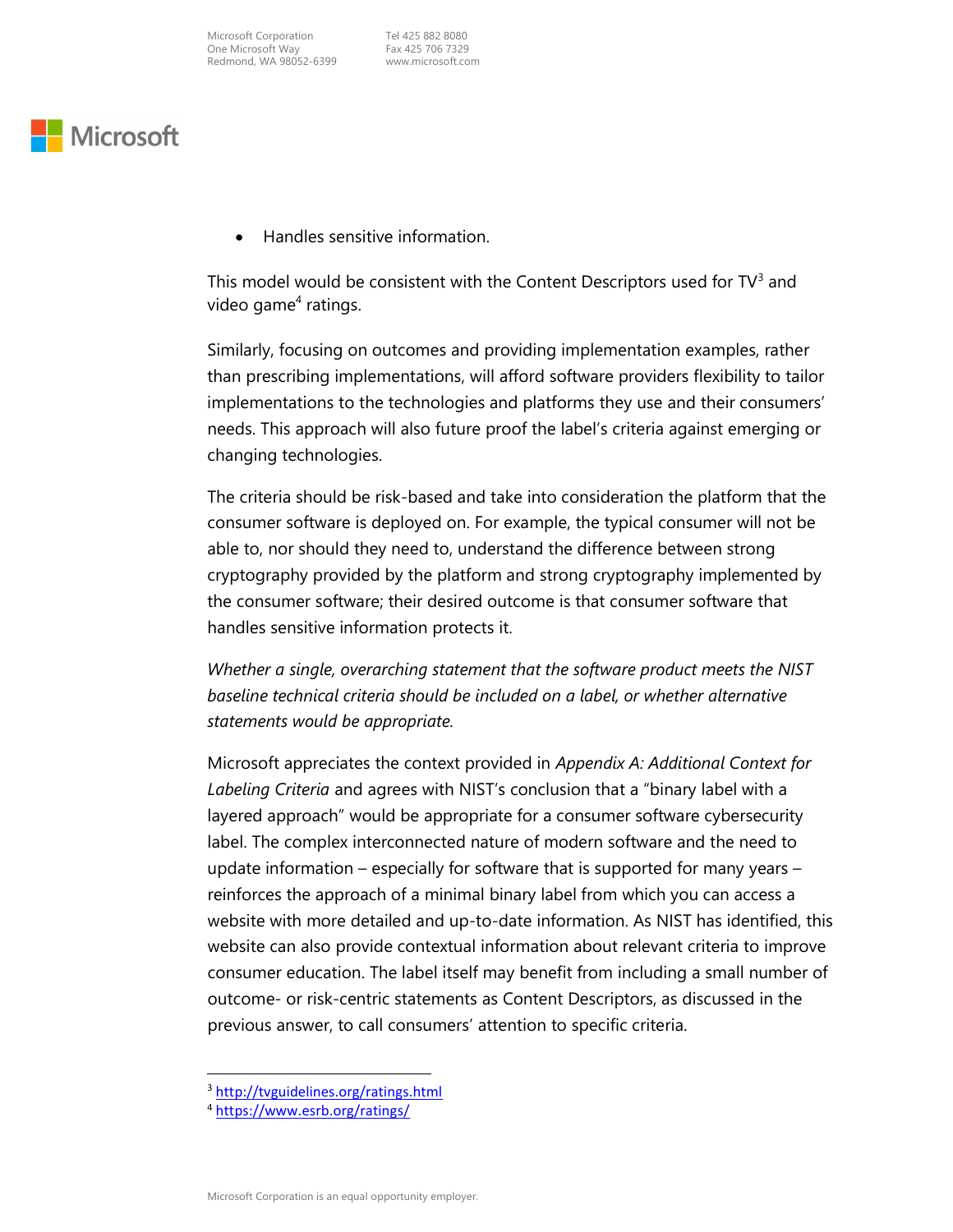- Handles sensitive information.

This model would be consistent with the Content Descriptors used for TV[3] and video game[4] ratings.

Similarly, focusing on outcomes and providing implementation examples, rather than prescribing implementations, will afford software providers flexibility to tailor implementations to the technologies and platforms they use and their consumers' needs. This approach will also future proof the label's criteria against emerging or changing technologies.

The criteria should be risk-based and take into consideration the platform that the consumer software is deployed on. For example, the typical consumer will not be able to, nor should they need to, understand the difference between strong cryptography provided by the platform and strong cryptography implemented by the consumer software; their desired outcome is that consumer software that handles sensitive information protects it.

*Whether a single, overarching statement that the software product meets the NIST baseline technical criteria should be included on a label, or whether alternative statements would be appropriate.*

Microsoft appreciates the context provided in *Appendix A: Additional Context for Labeling Criteria* and agrees with NIST's conclusion that a "binary label with a layered approach" would be appropriate for a consumer software cybersecurity label. The complex interconnected nature of modern software and the need to update information – especially for software that is supported for many years – reinforces the approach of a minimal binary label from which you can access a website with more detailed and up-to-date information. As NIST has identified, this website can also provide contextual information about relevant criteria to improve consumer education. The label itself may benefit from including a small number of outcome- or risk-centric statements as Content Descriptors, as discussed in the previous answer, to call consumers' attention to specific criteria.

[3] http://tvguidelines.org/ratings.html

[4] https://www.esrb.org/ratings/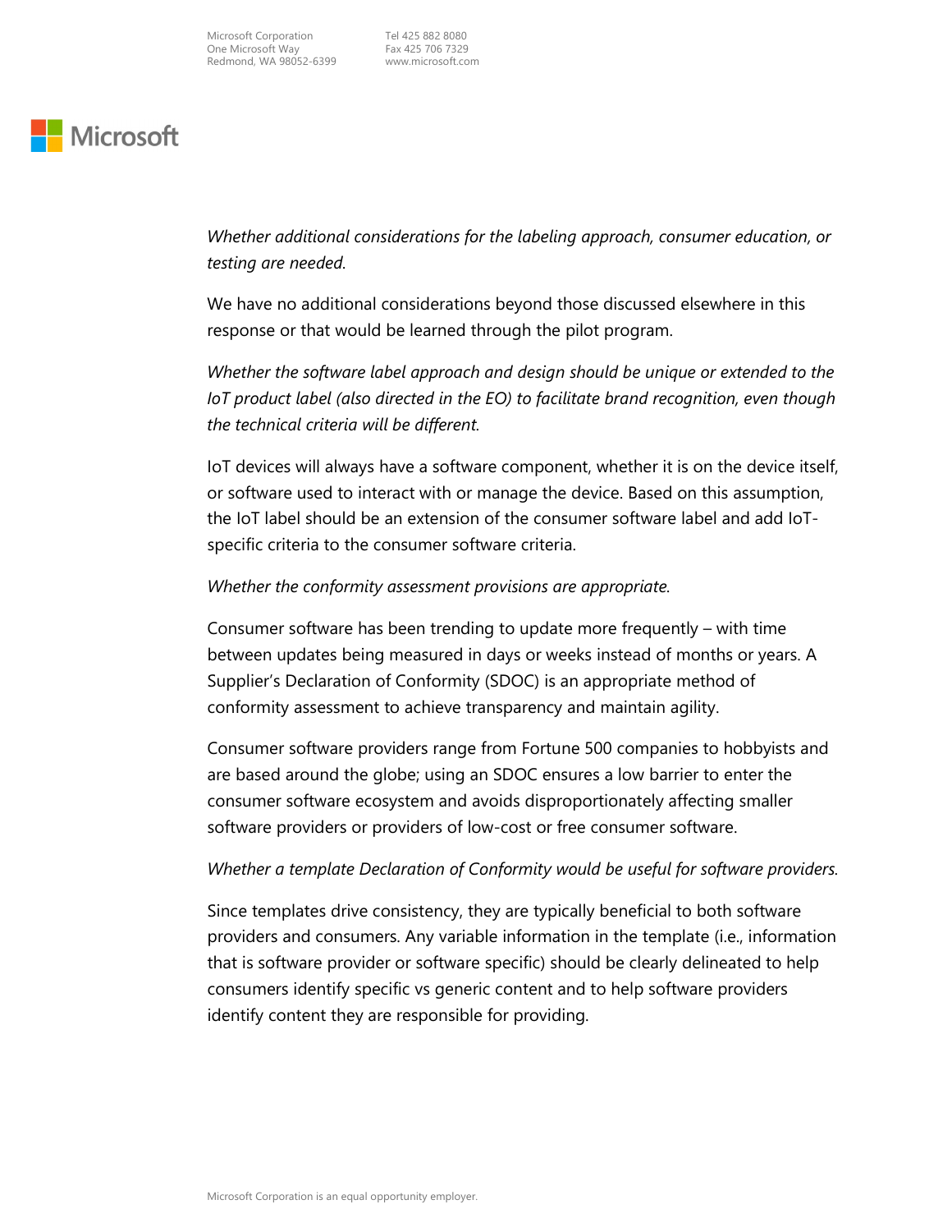*Whether additional considerations for the labeling approach, consumer education, or testing are needed.*

We have no additional considerations beyond those discussed elsewhere in this response or that would be learned through the pilot program.

*Whether the software label approach and design should be unique or extended to the IoT product label (also directed in the EO) to facilitate brand recognition, even though the technical criteria will be different.*

IoT devices will always have a software component, whether it is on the device itself, or software used to interact with or manage the device. Based on this assumption, the IoT label should be an extension of the consumer software label and add IoT-specific criteria to the consumer software criteria.

*Whether the conformity assessment provisions are appropriate.*

Consumer software has been trending to update more frequently – with time between updates being measured in days or weeks instead of months or years. A Supplier's Declaration of Conformity (SDOC) is an appropriate method of conformity assessment to achieve transparency and maintain agility.

Consumer software providers range from Fortune 500 companies to hobbyists and are based around the globe; using an SDOC ensures a low barrier to enter the consumer software ecosystem and avoids disproportionately affecting smaller software providers or providers of low-cost or free consumer software.

*Whether a template Declaration of Conformity would be useful for software providers.*

Since templates drive consistency, they are typically beneficial to both software providers and consumers. Any variable information in the template (i.e., information that is software provider or software specific) should be clearly delineated to help consumers identify specific vs generic content and to help software providers identify content they are responsible for providing.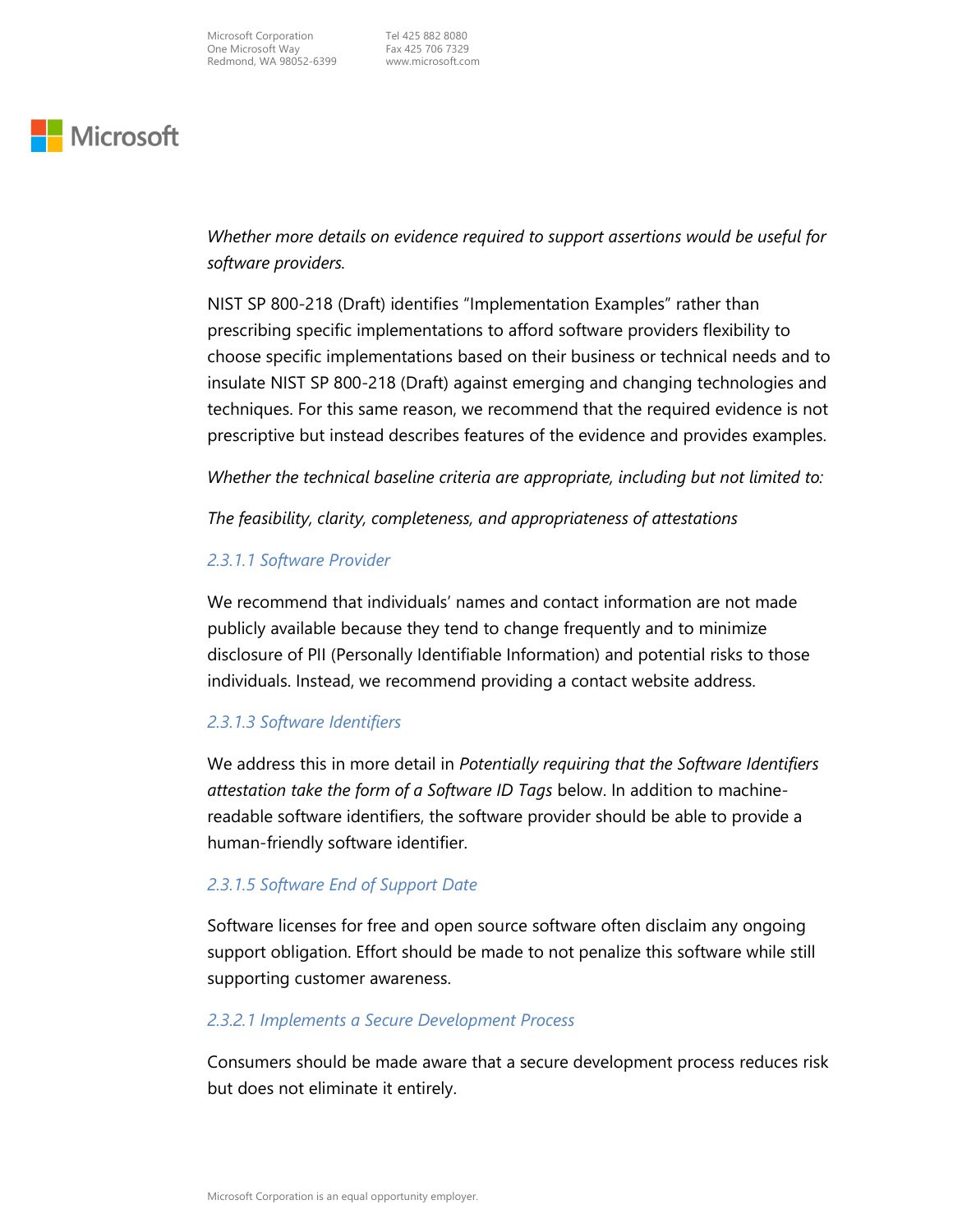*Whether more details on evidence required to support assertions would be useful for software providers.*

NIST SP 800-218 (Draft) identifies "Implementation Examples" rather than prescribing specific implementations to afford software providers flexibility to choose specific implementations based on their business or technical needs and to insulate NIST SP 800-218 (Draft) against emerging and changing technologies and techniques. For this same reason, we recommend that the required evidence is not prescriptive but instead describes features of the evidence and provides examples.

*Whether the technical baseline criteria are appropriate, including but not limited to:*

*The feasibility, clarity, completeness, and appropriateness of attestations*

### *2.3.1.1 Software Provider*

We recommend that individuals' names and contact information are not made publicly available because they tend to change frequently and to minimize disclosure of PII (Personally Identifiable Information) and potential risks to those individuals. Instead, we recommend providing a contact website address.

### *2.3.1.3 Software Identifiers*

We address this in more detail in *Potentially requiring that the Software Identifiers attestation take the form of a Software ID Tags* below. In addition to machine-readable software identifiers, the software provider should be able to provide a human-friendly software identifier.

### *2.3.1.5 Software End of Support Date*

Software licenses for free and open source software often disclaim any ongoing support obligation. Effort should be made to not penalize this software while still supporting customer awareness.

### *2.3.2.1 Implements a Secure Development Process*

Consumers should be made aware that a secure development process reduces risk but does not eliminate it entirely.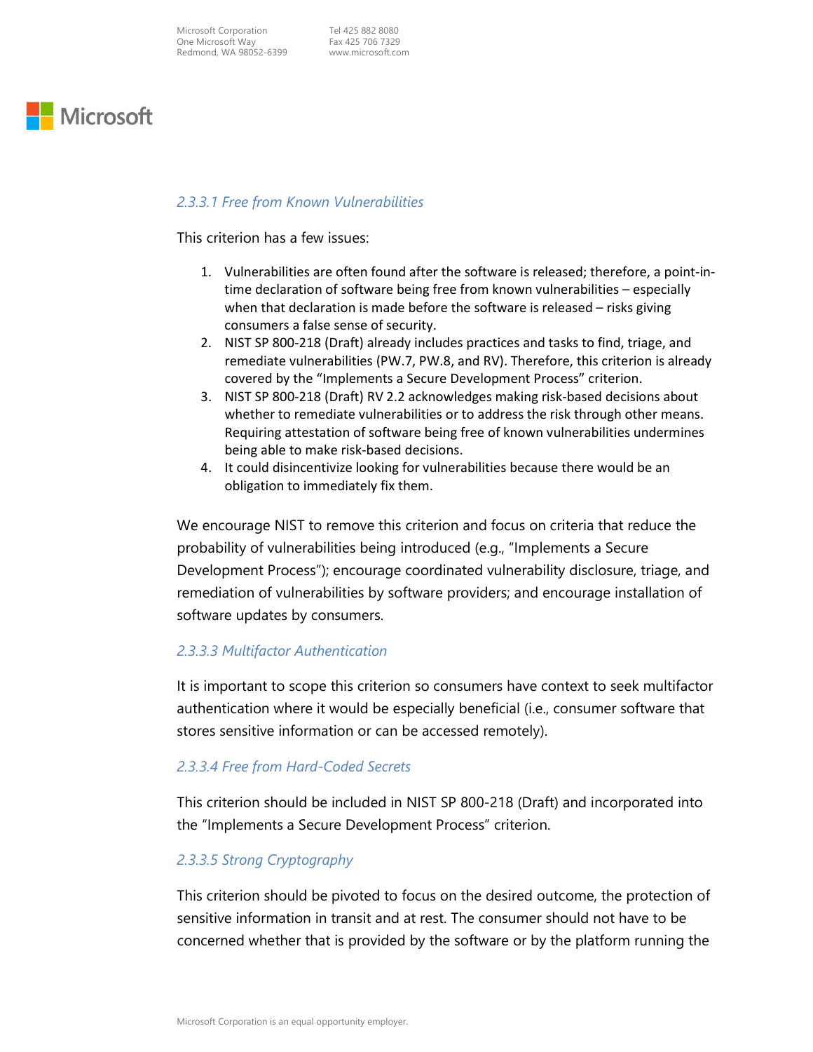### *2.3.3.1 Free from Known Vulnerabilities*

This criterion has a few issues:

1. Vulnerabilities are often found after the software is released; therefore, a point-in-time declaration of software being free from known vulnerabilities – especially when that declaration is made before the software is released – risks giving consumers a false sense of security.
2. NIST SP 800-218 (Draft) already includes practices and tasks to find, triage, and remediate vulnerabilities (PW.7, PW.8, and RV). Therefore, this criterion is already covered by the "Implements a Secure Development Process" criterion.
3. NIST SP 800-218 (Draft) RV 2.2 acknowledges making risk-based decisions about whether to remediate vulnerabilities or to address the risk through other means. Requiring attestation of software being free of known vulnerabilities undermines being able to make risk-based decisions.
4. It could disincentivize looking for vulnerabilities because there would be an obligation to immediately fix them.

We encourage NIST to remove this criterion and focus on criteria that reduce the probability of vulnerabilities being introduced (e.g., "Implements a Secure Development Process"); encourage coordinated vulnerability disclosure, triage, and remediation of vulnerabilities by software providers; and encourage installation of software updates by consumers.

### *2.3.3.3 Multifactor Authentication*

It is important to scope this criterion so consumers have context to seek multifactor authentication where it would be especially beneficial (i.e., consumer software that stores sensitive information or can be accessed remotely).

### *2.3.3.4 Free from Hard-Coded Secrets*

This criterion should be included in NIST SP 800-218 (Draft) and incorporated into the "Implements a Secure Development Process" criterion.

### *2.3.3.5 Strong Cryptography*

This criterion should be pivoted to focus on the desired outcome, the protection of sensitive information in transit and at rest. The consumer should not have to be concerned whether that is provided by the software or by the platform running the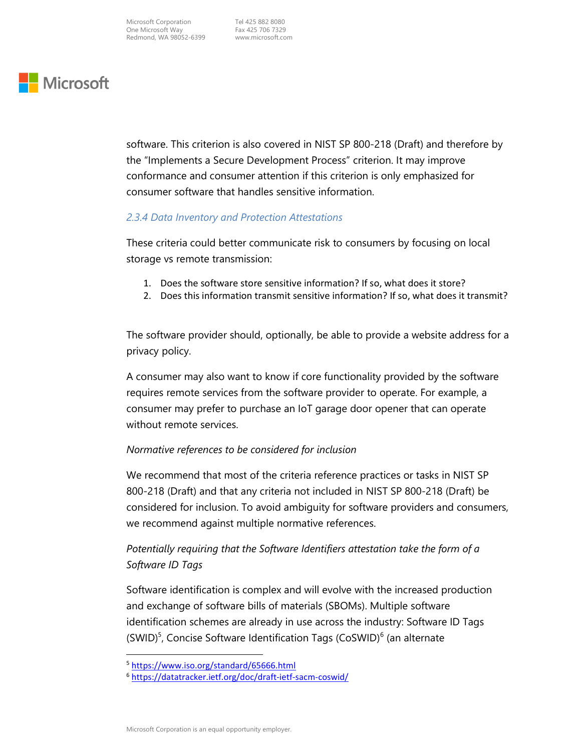software. This criterion is also covered in NIST SP 800-218 (Draft) and therefore by the "Implements a Secure Development Process" criterion. It may improve conformance and consumer attention if this criterion is only emphasized for consumer software that handles sensitive information.

### *2.3.4 Data Inventory and Protection Attestations*

These criteria could better communicate risk to consumers by focusing on local storage vs remote transmission:

1. Does the software store sensitive information? If so, what does it store?
2. Does this information transmit sensitive information? If so, what does it transmit?

The software provider should, optionally, be able to provide a website address for a privacy policy.

A consumer may also want to know if core functionality provided by the software requires remote services from the software provider to operate. For example, a consumer may prefer to purchase an IoT garage door opener that can operate without remote services.

*Normative references to be considered for inclusion*

We recommend that most of the criteria reference practices or tasks in NIST SP 800-218 (Draft) and that any criteria not included in NIST SP 800-218 (Draft) be considered for inclusion. To avoid ambiguity for software providers and consumers, we recommend against multiple normative references.

*Potentially requiring that the Software Identifiers attestation take the form of a Software ID Tags*

Software identification is complex and will evolve with the increased production and exchange of software bills of materials (SBOMs). Multiple software identification schemes are already in use across the industry: Software ID Tags (SWID)[5], Concise Software Identification Tags (CoSWID)[6] (an alternate

---

[5] https://www.iso.org/standard/65666.html

[6] https://datatracker.ietf.org/doc/draft-ietf-sacm-coswid/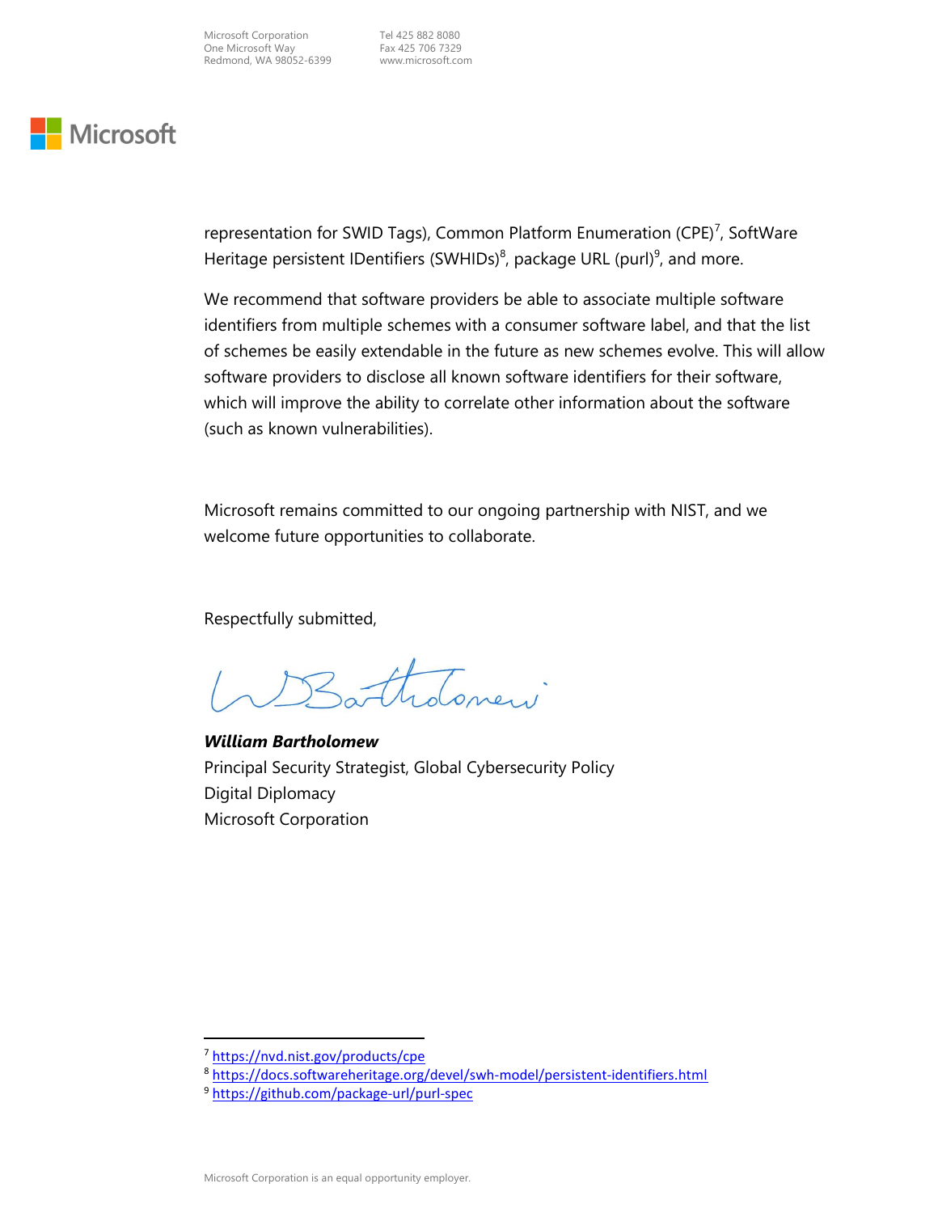representation for SWID Tags), Common Platform Enumeration (CPE)[7], SoftWare Heritage persistent IDentifiers (SWHIDs)[8], package URL (purl)[9], and more.

We recommend that software providers be able to associate multiple software identifiers from multiple schemes with a consumer software label, and that the list of schemes be easily extendable in the future as new schemes evolve. This will allow software providers to disclose all known software identifiers for their software, which will improve the ability to correlate other information about the software (such as known vulnerabilities).

Microsoft remains committed to our ongoing partnership with NIST, and we welcome future opportunities to collaborate.

Respectfully submitted,

***William Bartholomew***
Principal Security Strategist, Global Cybersecurity Policy
Digital Diplomacy
Microsoft Corporation

---

[7] https://nvd.nist.gov/products/cpe

[8] https://docs.softwareheritage.org/devel/swh-model/persistent-identifiers.html

[9] https://github.com/package-url/purl-spec